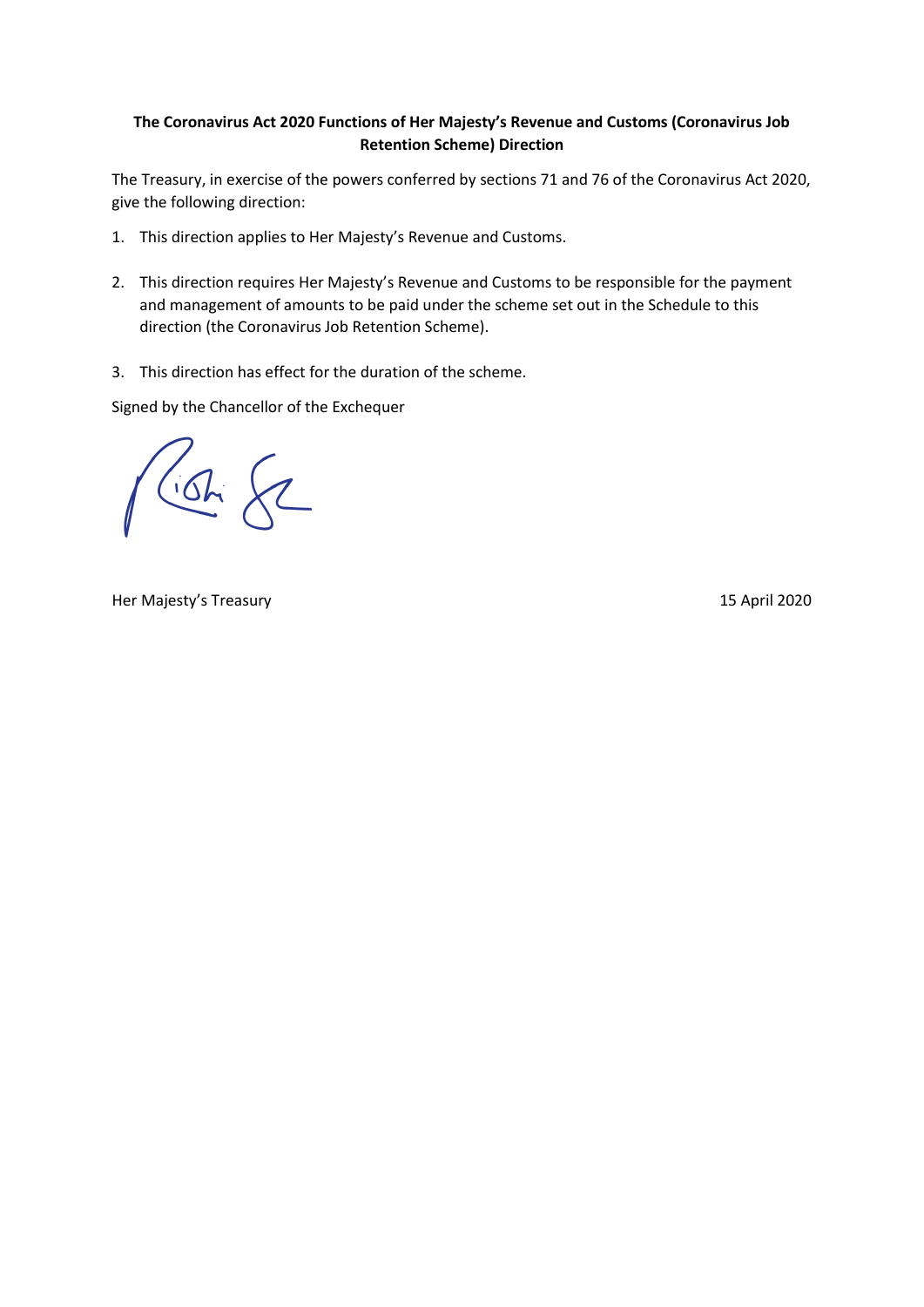**The Coronavirus Act 2020 Functions of Her Majesty's Revenue and Customs (Coronavirus Job Retention Scheme) Direction**

The Treasury, in exercise of the powers conferred by sections 71 and 76 of the Coronavirus Act 2020, give the following direction:

1. This direction applies to Her Majesty's Revenue and Customs.

2. This direction requires Her Majesty's Revenue and Customs to be responsible for the payment and management of amounts to be paid under the scheme set out in the Schedule to this direction (the Coronavirus Job Retention Scheme).

3. This direction has effect for the duration of the scheme.

Signed by the Chancellor of the Exchequer

Her Majesty's Treasury

15 April 2020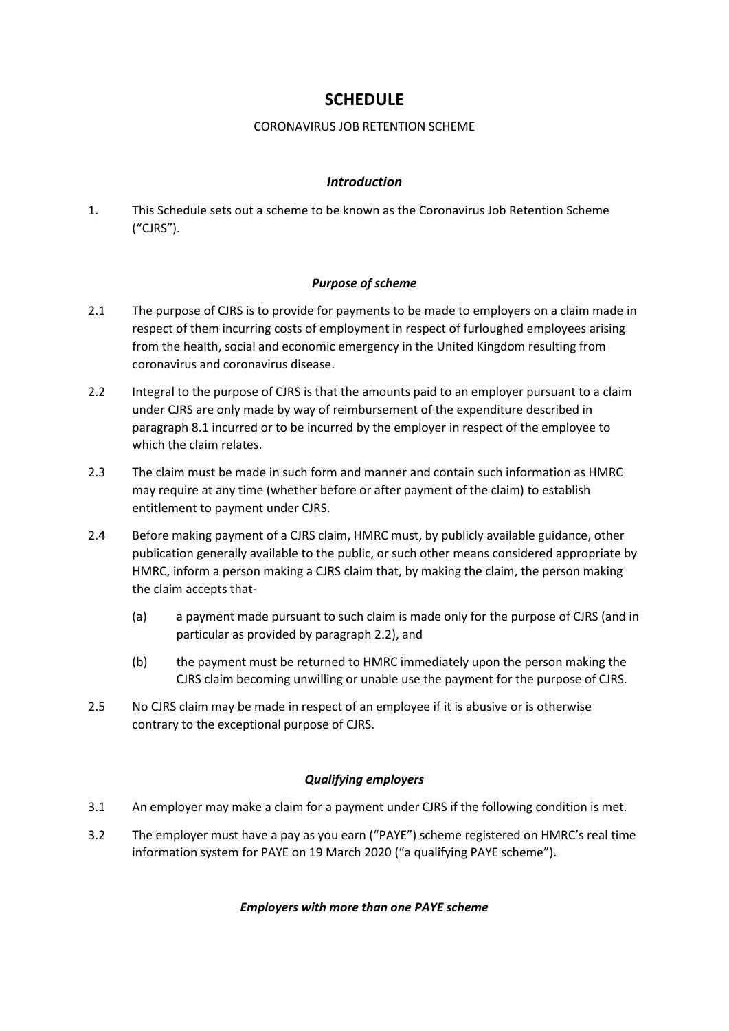# SCHEDULE

CORONAVIRUS JOB RETENTION SCHEME

### *Introduction*

1. This Schedule sets out a scheme to be known as the Coronavirus Job Retention Scheme ("CJRS").

### *Purpose of scheme*

2.1 The purpose of CJRS is to provide for payments to be made to employers on a claim made in respect of them incurring costs of employment in respect of furloughed employees arising from the health, social and economic emergency in the United Kingdom resulting from coronavirus and coronavirus disease.

2.2 Integral to the purpose of CJRS is that the amounts paid to an employer pursuant to a claim under CJRS are only made by way of reimbursement of the expenditure described in paragraph 8.1 incurred or to be incurred by the employer in respect of the employee to which the claim relates.

2.3 The claim must be made in such form and manner and contain such information as HMRC may require at any time (whether before or after payment of the claim) to establish entitlement to payment under CJRS.

2.4 Before making payment of a CJRS claim, HMRC must, by publicly available guidance, other publication generally available to the public, or such other means considered appropriate by HMRC, inform a person making a CJRS claim that, by making the claim, the person making the claim accepts that-

(a) a payment made pursuant to such claim is made only for the purpose of CJRS (and in particular as provided by paragraph 2.2), and

(b) the payment must be returned to HMRC immediately upon the person making the CJRS claim becoming unwilling or unable use the payment for the purpose of CJRS.

2.5 No CJRS claim may be made in respect of an employee if it is abusive or is otherwise contrary to the exceptional purpose of CJRS.

### *Qualifying employers*

3.1 An employer may make a claim for a payment under CJRS if the following condition is met.

3.2 The employer must have a pay as you earn ("PAYE") scheme registered on HMRC's real time information system for PAYE on 19 March 2020 ("a qualifying PAYE scheme").

### *Employers with more than one PAYE scheme*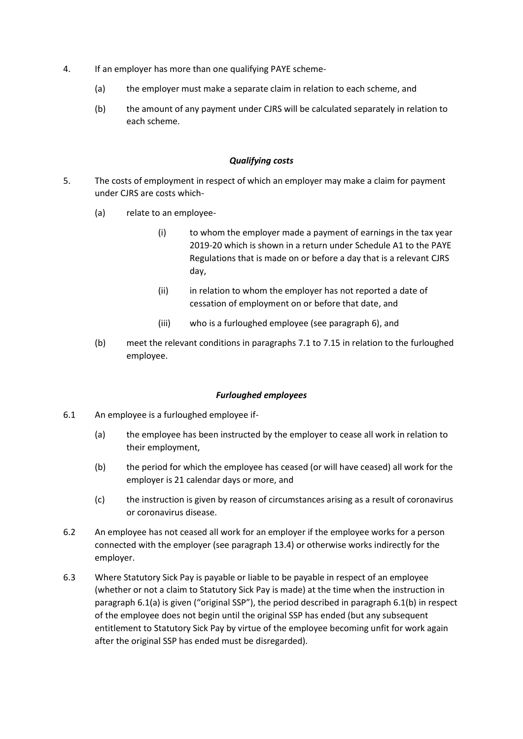4. If an employer has more than one qualifying PAYE scheme-

   (a) the employer must make a separate claim in relation to each scheme, and

   (b) the amount of any payment under CJRS will be calculated separately in relation to each scheme.

### *Qualifying costs*

5. The costs of employment in respect of which an employer may make a claim for payment under CJRS are costs which-

   (a) relate to an employee-

      (i) to whom the employer made a payment of earnings in the tax year 2019-20 which is shown in a return under Schedule A1 to the PAYE Regulations that is made on or before a day that is a relevant CJRS day,

      (ii) in relation to whom the employer has not reported a date of cessation of employment on or before that date, and

      (iii) who is a furloughed employee (see paragraph 6), and

   (b) meet the relevant conditions in paragraphs 7.1 to 7.15 in relation to the furloughed employee.

### *Furloughed employees*

6.1 An employee is a furloughed employee if-

   (a) the employee has been instructed by the employer to cease all work in relation to their employment,

   (b) the period for which the employee has ceased (or will have ceased) all work for the employer is 21 calendar days or more, and

   (c) the instruction is given by reason of circumstances arising as a result of coronavirus or coronavirus disease.

6.2 An employee has not ceased all work for an employer if the employee works for a person connected with the employer (see paragraph 13.4) or otherwise works indirectly for the employer.

6.3 Where Statutory Sick Pay is payable or liable to be payable in respect of an employee (whether or not a claim to Statutory Sick Pay is made) at the time when the instruction in paragraph 6.1(a) is given ("original SSP"), the period described in paragraph 6.1(b) in respect of the employee does not begin until the original SSP has ended (but any subsequent entitlement to Statutory Sick Pay by virtue of the employee becoming unfit for work again after the original SSP has ended must be disregarded).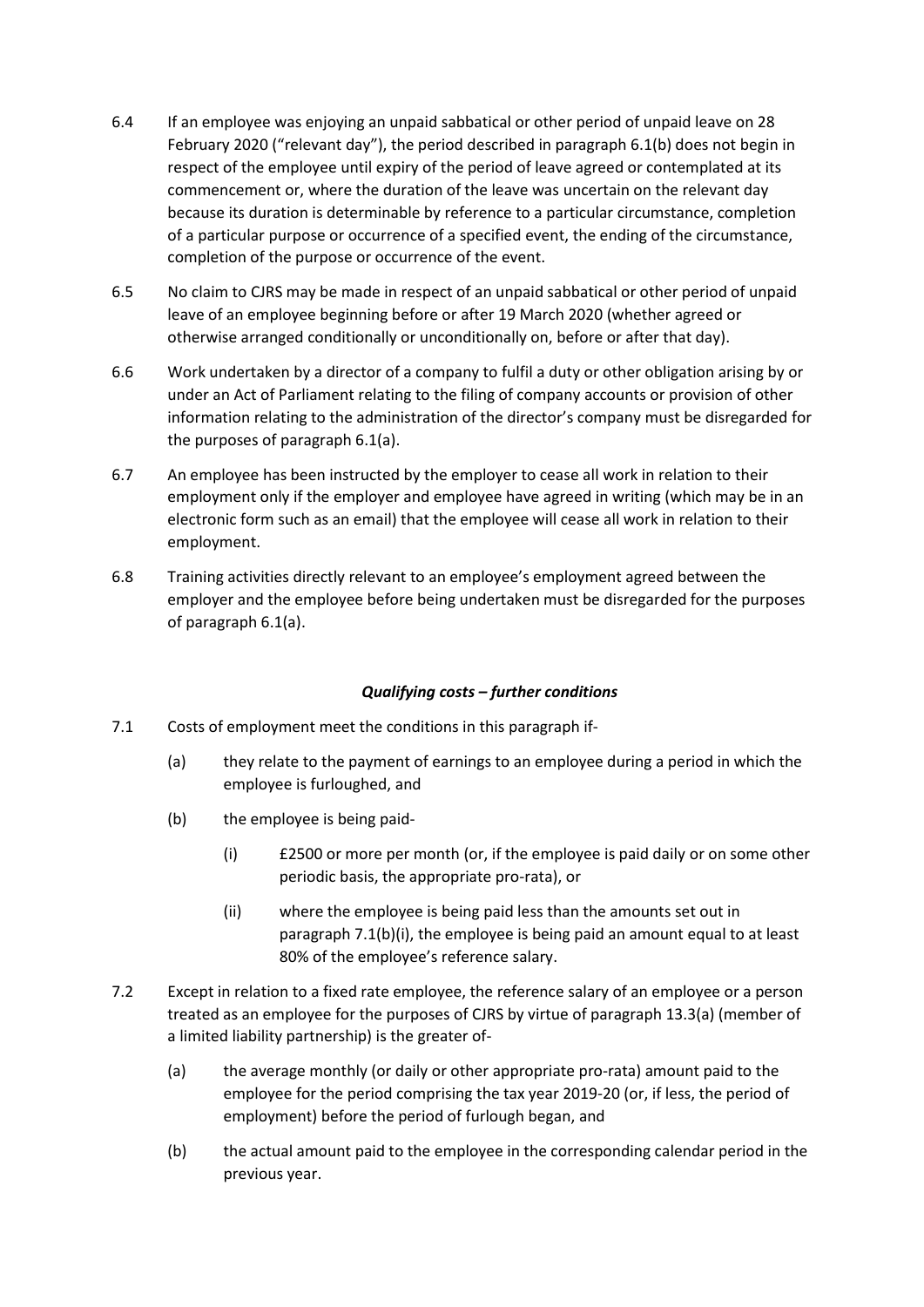6.4 If an employee was enjoying an unpaid sabbatical or other period of unpaid leave on 28 February 2020 ("relevant day"), the period described in paragraph 6.1(b) does not begin in respect of the employee until expiry of the period of leave agreed or contemplated at its commencement or, where the duration of the leave was uncertain on the relevant day because its duration is determinable by reference to a particular circumstance, completion of a particular purpose or occurrence of a specified event, the ending of the circumstance, completion of the purpose or occurrence of the event.

6.5 No claim to CJRS may be made in respect of an unpaid sabbatical or other period of unpaid leave of an employee beginning before or after 19 March 2020 (whether agreed or otherwise arranged conditionally or unconditionally on, before or after that day).

6.6 Work undertaken by a director of a company to fulfil a duty or other obligation arising by or under an Act of Parliament relating to the filing of company accounts or provision of other information relating to the administration of the director's company must be disregarded for the purposes of paragraph 6.1(a).

6.7 An employee has been instructed by the employer to cease all work in relation to their employment only if the employer and employee have agreed in writing (which may be in an electronic form such as an email) that the employee will cease all work in relation to their employment.

6.8 Training activities directly relevant to an employee's employment agreed between the employer and the employee before being undertaken must be disregarded for the purposes of paragraph 6.1(a).

### *Qualifying costs – further conditions*

7.1 Costs of employment meet the conditions in this paragraph if-

(a) they relate to the payment of earnings to an employee during a period in which the employee is furloughed, and

(b) the employee is being paid-

(i) £2500 or more per month (or, if the employee is paid daily or on some other periodic basis, the appropriate pro-rata), or

(ii) where the employee is being paid less than the amounts set out in paragraph 7.1(b)(i), the employee is being paid an amount equal to at least 80% of the employee's reference salary.

7.2 Except in relation to a fixed rate employee, the reference salary of an employee or a person treated as an employee for the purposes of CJRS by virtue of paragraph 13.3(a) (member of a limited liability partnership) is the greater of-

(a) the average monthly (or daily or other appropriate pro-rata) amount paid to the employee for the period comprising the tax year 2019-20 (or, if less, the period of employment) before the period of furlough began, and

(b) the actual amount paid to the employee in the corresponding calendar period in the previous year.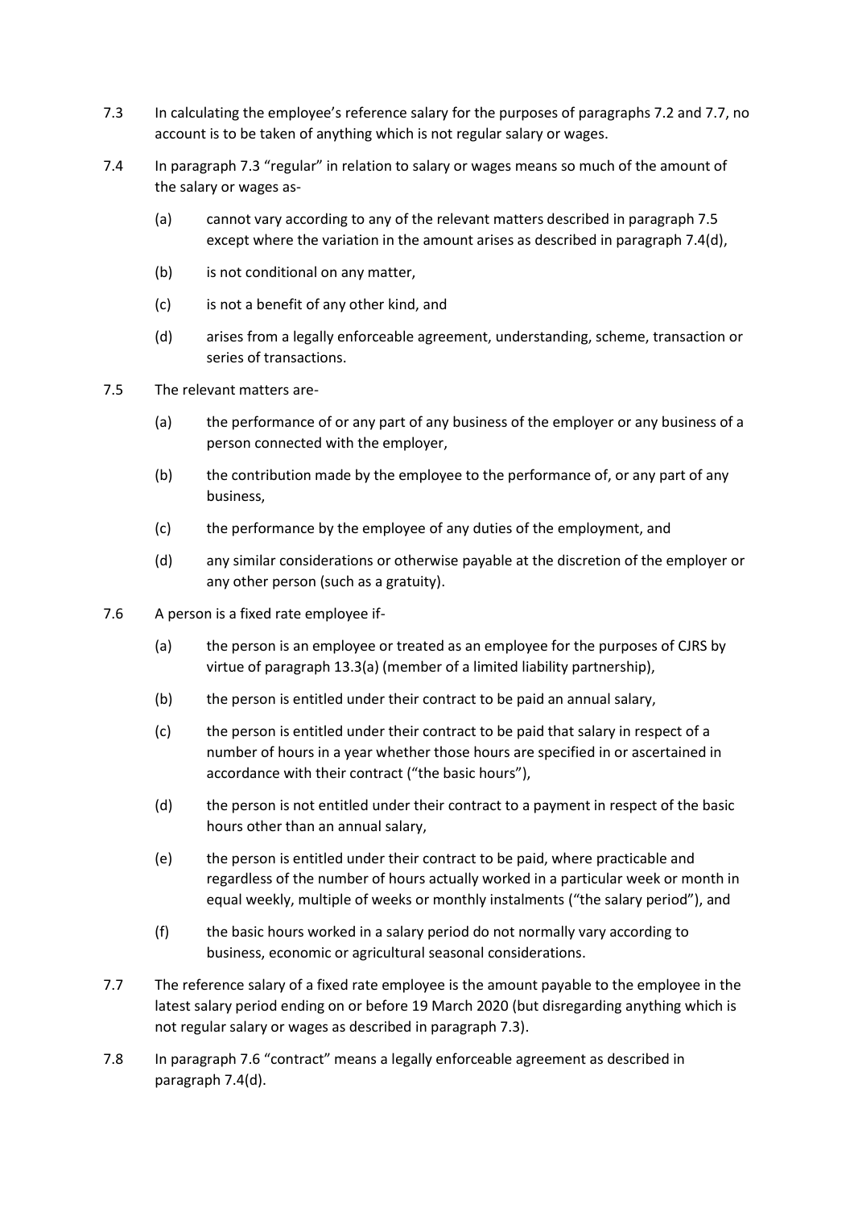7.3 In calculating the employee's reference salary for the purposes of paragraphs 7.2 and 7.7, no account is to be taken of anything which is not regular salary or wages.

7.4 In paragraph 7.3 "regular" in relation to salary or wages means so much of the amount of the salary or wages as-

(a) cannot vary according to any of the relevant matters described in paragraph 7.5 except where the variation in the amount arises as described in paragraph 7.4(d),

(b) is not conditional on any matter,

(c) is not a benefit of any other kind, and

(d) arises from a legally enforceable agreement, understanding, scheme, transaction or series of transactions.

7.5 The relevant matters are-

(a) the performance of or any part of any business of the employer or any business of a person connected with the employer,

(b) the contribution made by the employee to the performance of, or any part of any business,

(c) the performance by the employee of any duties of the employment, and

(d) any similar considerations or otherwise payable at the discretion of the employer or any other person (such as a gratuity).

7.6 A person is a fixed rate employee if-

(a) the person is an employee or treated as an employee for the purposes of CJRS by virtue of paragraph 13.3(a) (member of a limited liability partnership),

(b) the person is entitled under their contract to be paid an annual salary,

(c) the person is entitled under their contract to be paid that salary in respect of a number of hours in a year whether those hours are specified in or ascertained in accordance with their contract ("the basic hours"),

(d) the person is not entitled under their contract to a payment in respect of the basic hours other than an annual salary,

(e) the person is entitled under their contract to be paid, where practicable and regardless of the number of hours actually worked in a particular week or month in equal weekly, multiple of weeks or monthly instalments ("the salary period"), and

(f) the basic hours worked in a salary period do not normally vary according to business, economic or agricultural seasonal considerations.

7.7 The reference salary of a fixed rate employee is the amount payable to the employee in the latest salary period ending on or before 19 March 2020 (but disregarding anything which is not regular salary or wages as described in paragraph 7.3).

7.8 In paragraph 7.6 "contract" means a legally enforceable agreement as described in paragraph 7.4(d).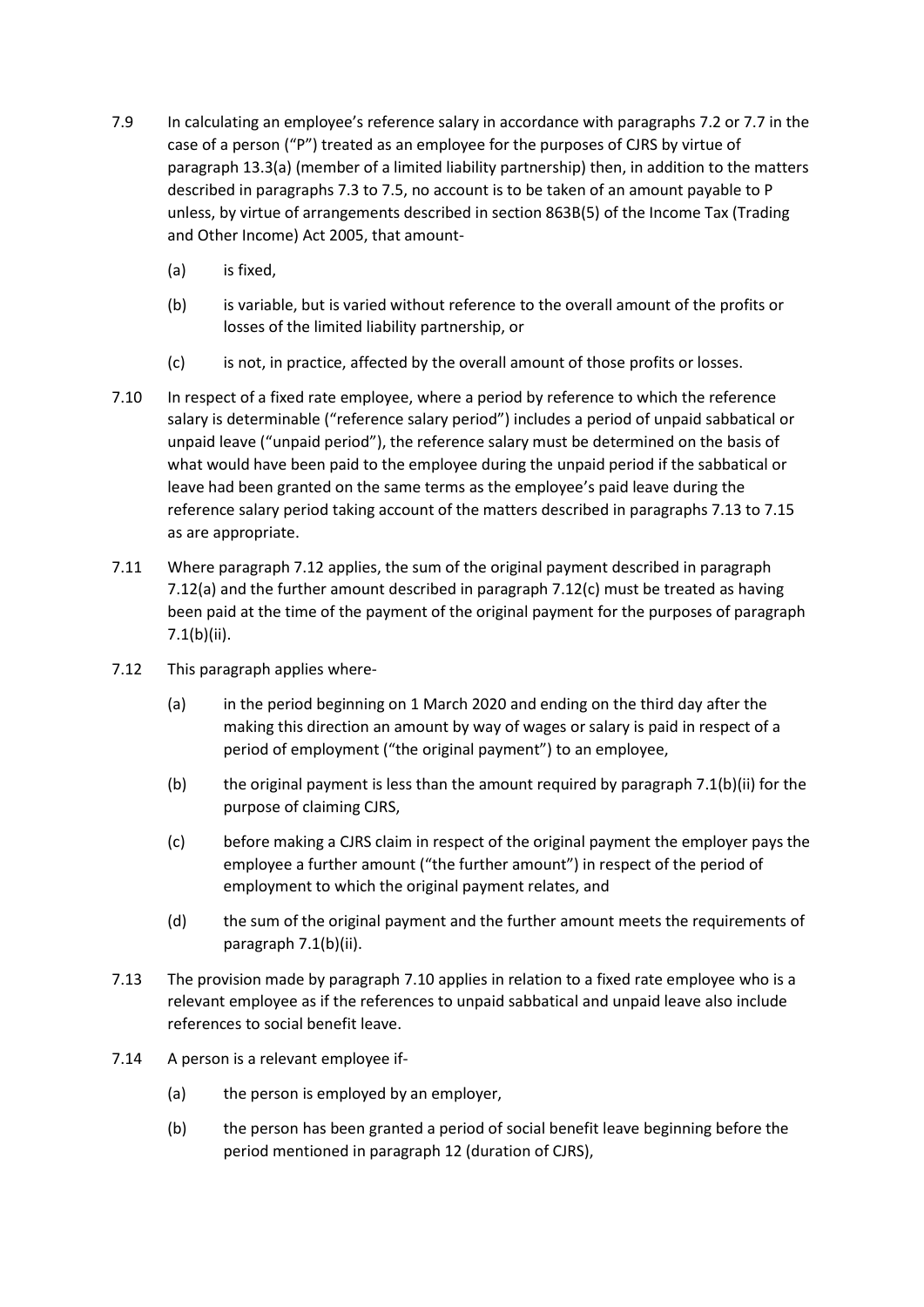7.9 In calculating an employee's reference salary in accordance with paragraphs 7.2 or 7.7 in the case of a person ("P") treated as an employee for the purposes of CJRS by virtue of paragraph 13.3(a) (member of a limited liability partnership) then, in addition to the matters described in paragraphs 7.3 to 7.5, no account is to be taken of an amount payable to P unless, by virtue of arrangements described in section 863B(5) of the Income Tax (Trading and Other Income) Act 2005, that amount-

   (a) is fixed,

   (b) is variable, but is varied without reference to the overall amount of the profits or losses of the limited liability partnership, or

   (c) is not, in practice, affected by the overall amount of those profits or losses.

7.10 In respect of a fixed rate employee, where a period by reference to which the reference salary is determinable ("reference salary period") includes a period of unpaid sabbatical or unpaid leave ("unpaid period"), the reference salary must be determined on the basis of what would have been paid to the employee during the unpaid period if the sabbatical or leave had been granted on the same terms as the employee's paid leave during the reference salary period taking account of the matters described in paragraphs 7.13 to 7.15 as are appropriate.

7.11 Where paragraph 7.12 applies, the sum of the original payment described in paragraph 7.12(a) and the further amount described in paragraph 7.12(c) must be treated as having been paid at the time of the payment of the original payment for the purposes of paragraph 7.1(b)(ii).

7.12 This paragraph applies where-

   (a) in the period beginning on 1 March 2020 and ending on the third day after the making this direction an amount by way of wages or salary is paid in respect of a period of employment ("the original payment") to an employee,

   (b) the original payment is less than the amount required by paragraph 7.1(b)(ii) for the purpose of claiming CJRS,

   (c) before making a CJRS claim in respect of the original payment the employer pays the employee a further amount ("the further amount") in respect of the period of employment to which the original payment relates, and

   (d) the sum of the original payment and the further amount meets the requirements of paragraph 7.1(b)(ii).

7.13 The provision made by paragraph 7.10 applies in relation to a fixed rate employee who is a relevant employee as if the references to unpaid sabbatical and unpaid leave also include references to social benefit leave.

7.14 A person is a relevant employee if-

   (a) the person is employed by an employer,

   (b) the person has been granted a period of social benefit leave beginning before the period mentioned in paragraph 12 (duration of CJRS),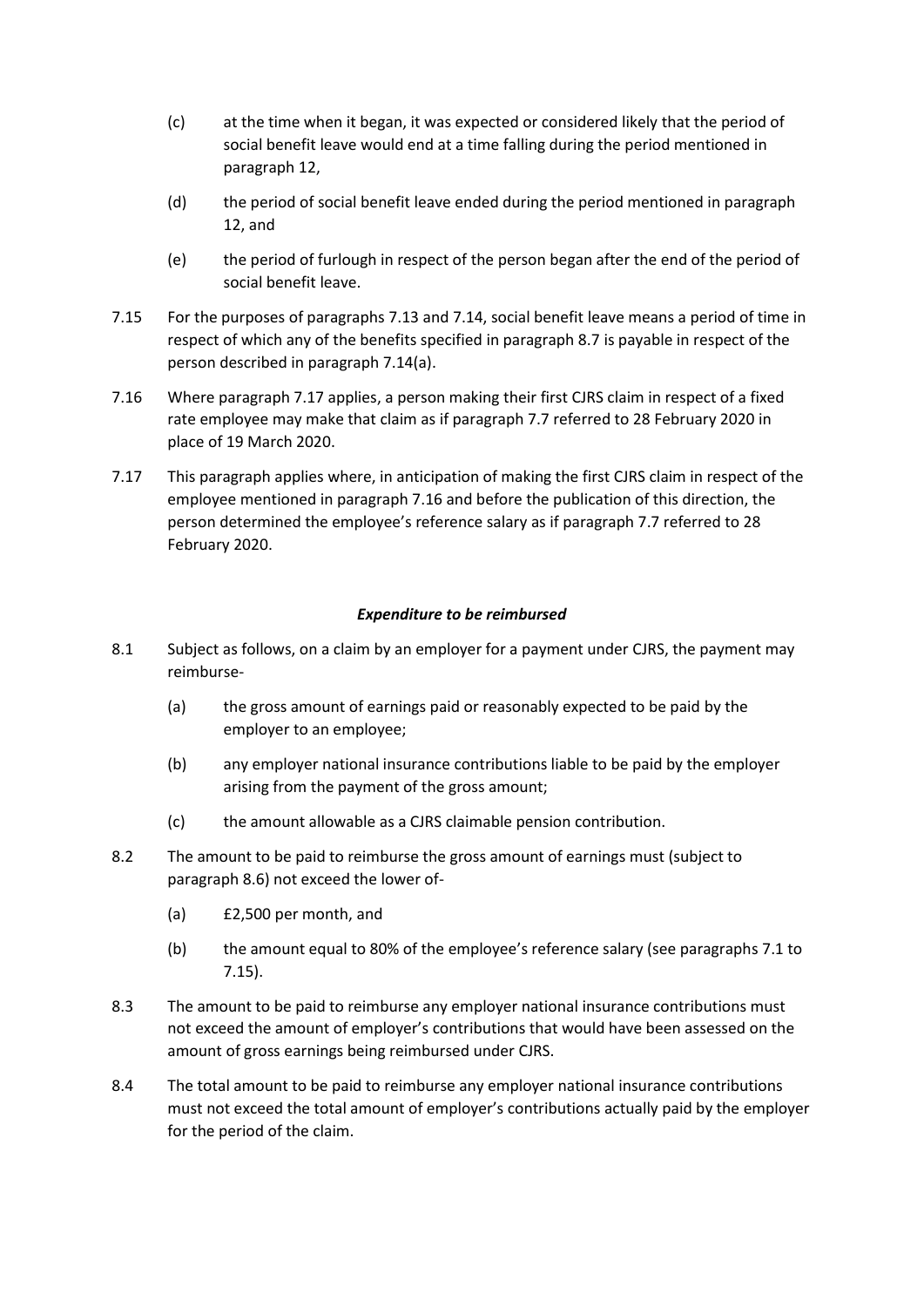(c) at the time when it began, it was expected or considered likely that the period of social benefit leave would end at a time falling during the period mentioned in paragraph 12,

(d) the period of social benefit leave ended during the period mentioned in paragraph 12, and

(e) the period of furlough in respect of the person began after the end of the period of social benefit leave.

7.15 For the purposes of paragraphs 7.13 and 7.14, social benefit leave means a period of time in respect of which any of the benefits specified in paragraph 8.7 is payable in respect of the person described in paragraph 7.14(a).

7.16 Where paragraph 7.17 applies, a person making their first CJRS claim in respect of a fixed rate employee may make that claim as if paragraph 7.7 referred to 28 February 2020 in place of 19 March 2020.

7.17 This paragraph applies where, in anticipation of making the first CJRS claim in respect of the employee mentioned in paragraph 7.16 and before the publication of this direction, the person determined the employee's reference salary as if paragraph 7.7 referred to 28 February 2020.

### ***Expenditure to be reimbursed***

8.1 Subject as follows, on a claim by an employer for a payment under CJRS, the payment may reimburse-

(a) the gross amount of earnings paid or reasonably expected to be paid by the employer to an employee;

(b) any employer national insurance contributions liable to be paid by the employer arising from the payment of the gross amount;

(c) the amount allowable as a CJRS claimable pension contribution.

8.2 The amount to be paid to reimburse the gross amount of earnings must (subject to paragraph 8.6) not exceed the lower of-

(a) £2,500 per month, and

(b) the amount equal to 80% of the employee's reference salary (see paragraphs 7.1 to 7.15).

8.3 The amount to be paid to reimburse any employer national insurance contributions must not exceed the amount of employer's contributions that would have been assessed on the amount of gross earnings being reimbursed under CJRS.

8.4 The total amount to be paid to reimburse any employer national insurance contributions must not exceed the total amount of employer's contributions actually paid by the employer for the period of the claim.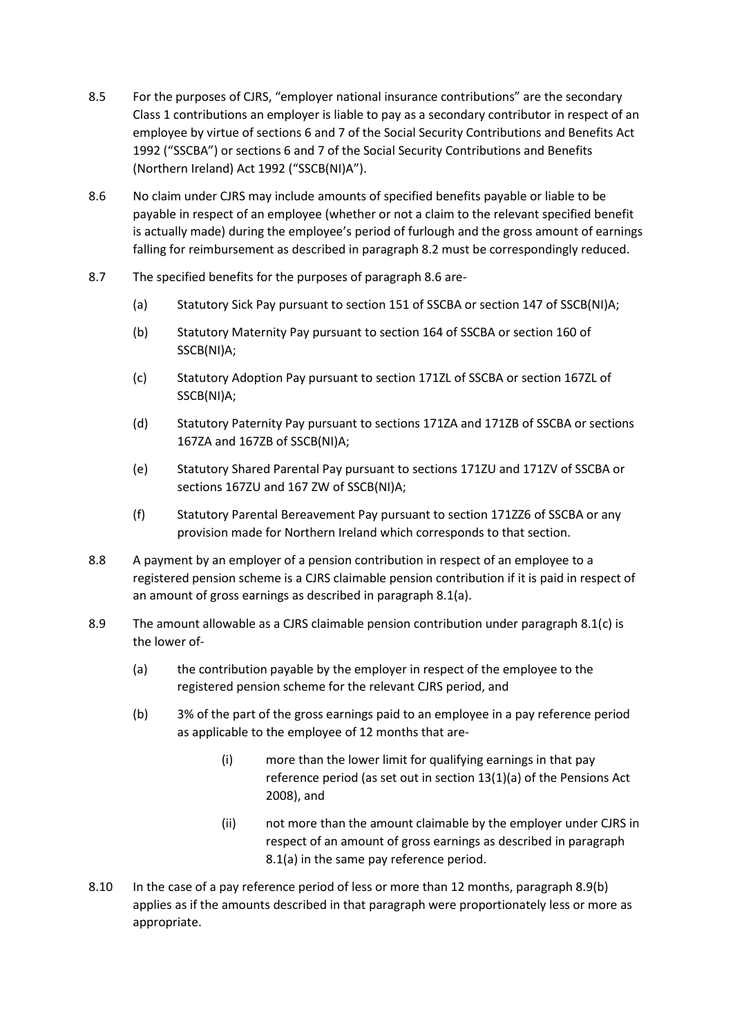8.5 For the purposes of CJRS, "employer national insurance contributions" are the secondary Class 1 contributions an employer is liable to pay as a secondary contributor in respect of an employee by virtue of sections 6 and 7 of the Social Security Contributions and Benefits Act 1992 ("SSCBA") or sections 6 and 7 of the Social Security Contributions and Benefits (Northern Ireland) Act 1992 ("SSCB(NI)A").

8.6 No claim under CJRS may include amounts of specified benefits payable or liable to be payable in respect of an employee (whether or not a claim to the relevant specified benefit is actually made) during the employee's period of furlough and the gross amount of earnings falling for reimbursement as described in paragraph 8.2 must be correspondingly reduced.

8.7 The specified benefits for the purposes of paragraph 8.6 are-

- (a) Statutory Sick Pay pursuant to section 151 of SSCBA or section 147 of SSCB(NI)A;
- (b) Statutory Maternity Pay pursuant to section 164 of SSCBA or section 160 of SSCB(NI)A;
- (c) Statutory Adoption Pay pursuant to section 171ZL of SSCBA or section 167ZL of SSCB(NI)A;
- (d) Statutory Paternity Pay pursuant to sections 171ZA and 171ZB of SSCBA or sections 167ZA and 167ZB of SSCB(NI)A;
- (e) Statutory Shared Parental Pay pursuant to sections 171ZU and 171ZV of SSCBA or sections 167ZU and 167 ZW of SSCB(NI)A;
- (f) Statutory Parental Bereavement Pay pursuant to section 171ZZ6 of SSCBA or any provision made for Northern Ireland which corresponds to that section.

8.8 A payment by an employer of a pension contribution in respect of an employee to a registered pension scheme is a CJRS claimable pension contribution if it is paid in respect of an amount of gross earnings as described in paragraph 8.1(a).

8.9 The amount allowable as a CJRS claimable pension contribution under paragraph 8.1(c) is the lower of-

- (a) the contribution payable by the employer in respect of the employee to the registered pension scheme for the relevant CJRS period, and
- (b) 3% of the part of the gross earnings paid to an employee in a pay reference period as applicable to the employee of 12 months that are-
  - (i) more than the lower limit for qualifying earnings in that pay reference period (as set out in section 13(1)(a) of the Pensions Act 2008), and
  - (ii) not more than the amount claimable by the employer under CJRS in respect of an amount of gross earnings as described in paragraph 8.1(a) in the same pay reference period.

8.10 In the case of a pay reference period of less or more than 12 months, paragraph 8.9(b) applies as if the amounts described in that paragraph were proportionately less or more as appropriate.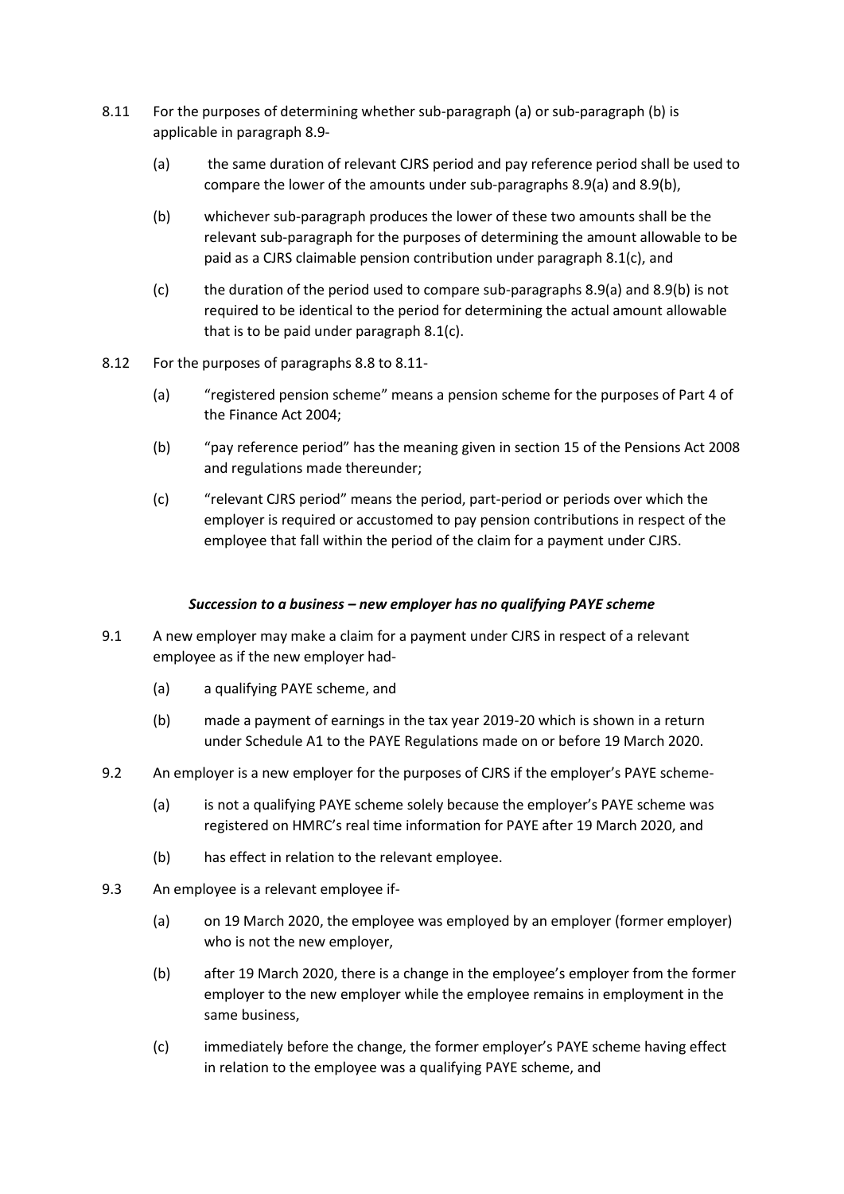8.11 For the purposes of determining whether sub-paragraph (a) or sub-paragraph (b) is applicable in paragraph 8.9-

   (a) the same duration of relevant CJRS period and pay reference period shall be used to compare the lower of the amounts under sub-paragraphs 8.9(a) and 8.9(b),

   (b) whichever sub-paragraph produces the lower of these two amounts shall be the relevant sub-paragraph for the purposes of determining the amount allowable to be paid as a CJRS claimable pension contribution under paragraph 8.1(c), and

   (c) the duration of the period used to compare sub-paragraphs 8.9(a) and 8.9(b) is not required to be identical to the period for determining the actual amount allowable that is to be paid under paragraph 8.1(c).

8.12 For the purposes of paragraphs 8.8 to 8.11-

   (a) "registered pension scheme" means a pension scheme for the purposes of Part 4 of the Finance Act 2004;

   (b) "pay reference period" has the meaning given in section 15 of the Pensions Act 2008 and regulations made thereunder;

   (c) "relevant CJRS period" means the period, part-period or periods over which the employer is required or accustomed to pay pension contributions in respect of the employee that fall within the period of the claim for a payment under CJRS.

***Succession to a business – new employer has no qualifying PAYE scheme***

9.1 A new employer may make a claim for a payment under CJRS in respect of a relevant employee as if the new employer had-

   (a) a qualifying PAYE scheme, and

   (b) made a payment of earnings in the tax year 2019-20 which is shown in a return under Schedule A1 to the PAYE Regulations made on or before 19 March 2020.

9.2 An employer is a new employer for the purposes of CJRS if the employer's PAYE scheme-

   (a) is not a qualifying PAYE scheme solely because the employer's PAYE scheme was registered on HMRC's real time information for PAYE after 19 March 2020, and

   (b) has effect in relation to the relevant employee.

9.3 An employee is a relevant employee if-

   (a) on 19 March 2020, the employee was employed by an employer (former employer) who is not the new employer,

   (b) after 19 March 2020, there is a change in the employee's employer from the former employer to the new employer while the employee remains in employment in the same business,

   (c) immediately before the change, the former employer's PAYE scheme having effect in relation to the employee was a qualifying PAYE scheme, and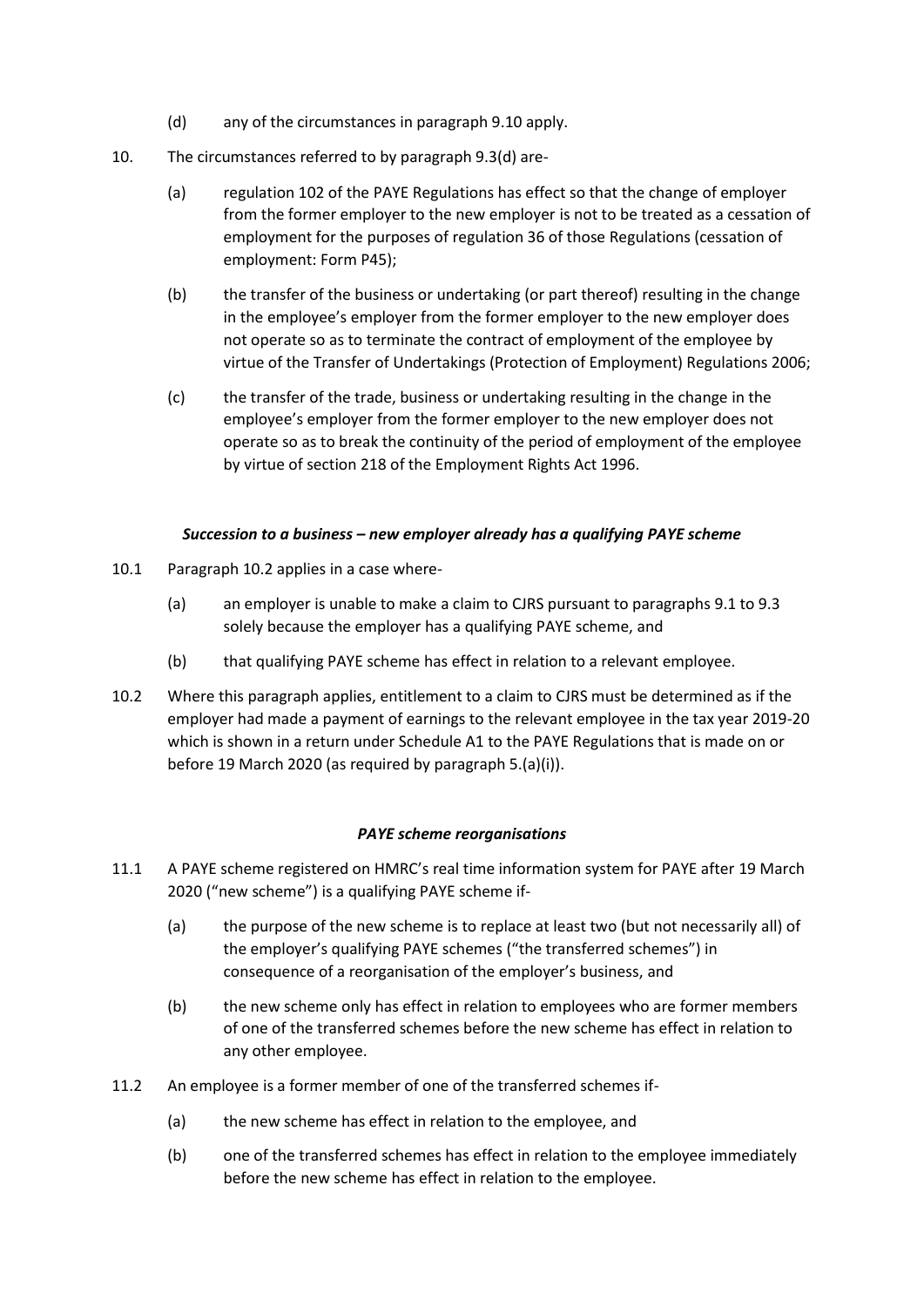(d) any of the circumstances in paragraph 9.10 apply.

10. The circumstances referred to by paragraph 9.3(d) are-

    (a) regulation 102 of the PAYE Regulations has effect so that the change of employer from the former employer to the new employer is not to be treated as a cessation of employment for the purposes of regulation 36 of those Regulations (cessation of employment: Form P45);

    (b) the transfer of the business or undertaking (or part thereof) resulting in the change in the employee's employer from the former employer to the new employer does not operate so as to terminate the contract of employment of the employee by virtue of the Transfer of Undertakings (Protection of Employment) Regulations 2006;

    (c) the transfer of the trade, business or undertaking resulting in the change in the employee's employer from the former employer to the new employer does not operate so as to break the continuity of the period of employment of the employee by virtue of section 218 of the Employment Rights Act 1996.

***Succession to a business – new employer already has a qualifying PAYE scheme***

10.1 Paragraph 10.2 applies in a case where-

    (a) an employer is unable to make a claim to CJRS pursuant to paragraphs 9.1 to 9.3 solely because the employer has a qualifying PAYE scheme, and

    (b) that qualifying PAYE scheme has effect in relation to a relevant employee.

10.2 Where this paragraph applies, entitlement to a claim to CJRS must be determined as if the employer had made a payment of earnings to the relevant employee in the tax year 2019-20 which is shown in a return under Schedule A1 to the PAYE Regulations that is made on or before 19 March 2020 (as required by paragraph 5.(a)(i)).

***PAYE scheme reorganisations***

11.1 A PAYE scheme registered on HMRC's real time information system for PAYE after 19 March 2020 ("new scheme") is a qualifying PAYE scheme if-

    (a) the purpose of the new scheme is to replace at least two (but not necessarily all) of the employer's qualifying PAYE schemes ("the transferred schemes") in consequence of a reorganisation of the employer's business, and

    (b) the new scheme only has effect in relation to employees who are former members of one of the transferred schemes before the new scheme has effect in relation to any other employee.

11.2 An employee is a former member of one of the transferred schemes if-

    (a) the new scheme has effect in relation to the employee, and

    (b) one of the transferred schemes has effect in relation to the employee immediately before the new scheme has effect in relation to the employee.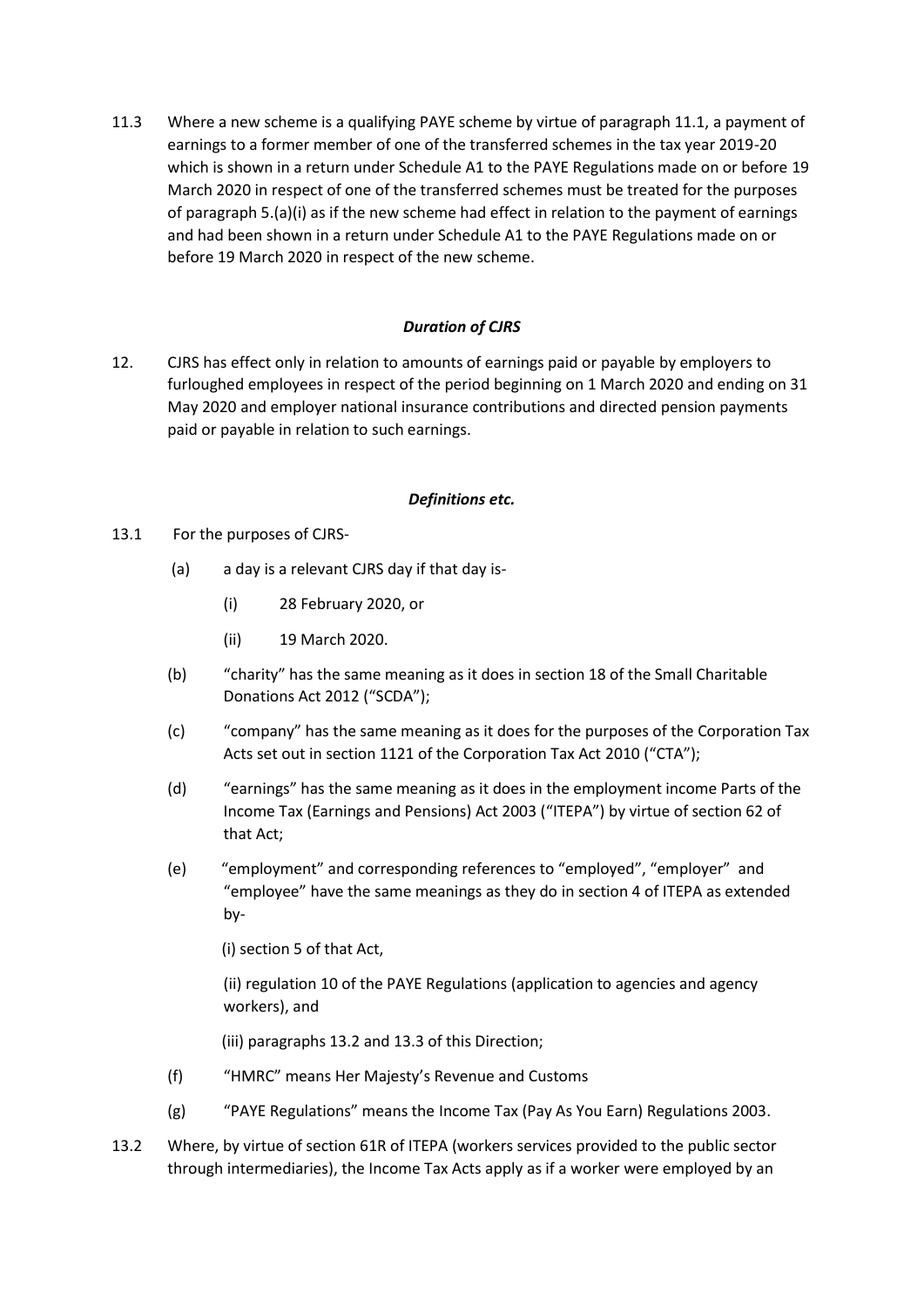11.3 Where a new scheme is a qualifying PAYE scheme by virtue of paragraph 11.1, a payment of earnings to a former member of one of the transferred schemes in the tax year 2019-20 which is shown in a return under Schedule A1 to the PAYE Regulations made on or before 19 March 2020 in respect of one of the transferred schemes must be treated for the purposes of paragraph 5.(a)(i) as if the new scheme had effect in relation to the payment of earnings and had been shown in a return under Schedule A1 to the PAYE Regulations made on or before 19 March 2020 in respect of the new scheme.

***Duration of CJRS***

12. CJRS has effect only in relation to amounts of earnings paid or payable by employers to furloughed employees in respect of the period beginning on 1 March 2020 and ending on 31 May 2020 and employer national insurance contributions and directed pension payments paid or payable in relation to such earnings.

***Definitions etc.***

13.1 For the purposes of CJRS-

- (a) a day is a relevant CJRS day if that day is-
  - (i) 28 February 2020, or
  - (ii) 19 March 2020.
- (b) "charity" has the same meaning as it does in section 18 of the Small Charitable Donations Act 2012 ("SCDA");
- (c) "company" has the same meaning as it does for the purposes of the Corporation Tax Acts set out in section 1121 of the Corporation Tax Act 2010 ("CTA");
- (d) "earnings" has the same meaning as it does in the employment income Parts of the Income Tax (Earnings and Pensions) Act 2003 ("ITEPA") by virtue of section 62 of that Act;
- (e) "employment" and corresponding references to "employed", "employer" and "employee" have the same meanings as they do in section 4 of ITEPA as extended by-

  (i) section 5 of that Act,

  (ii) regulation 10 of the PAYE Regulations (application to agencies and agency workers), and

  (iii) paragraphs 13.2 and 13.3 of this Direction;
- (f) "HMRC" means Her Majesty's Revenue and Customs
- (g) "PAYE Regulations" means the Income Tax (Pay As You Earn) Regulations 2003.

13.2 Where, by virtue of section 61R of ITEPA (workers services provided to the public sector through intermediaries), the Income Tax Acts apply as if a worker were employed by an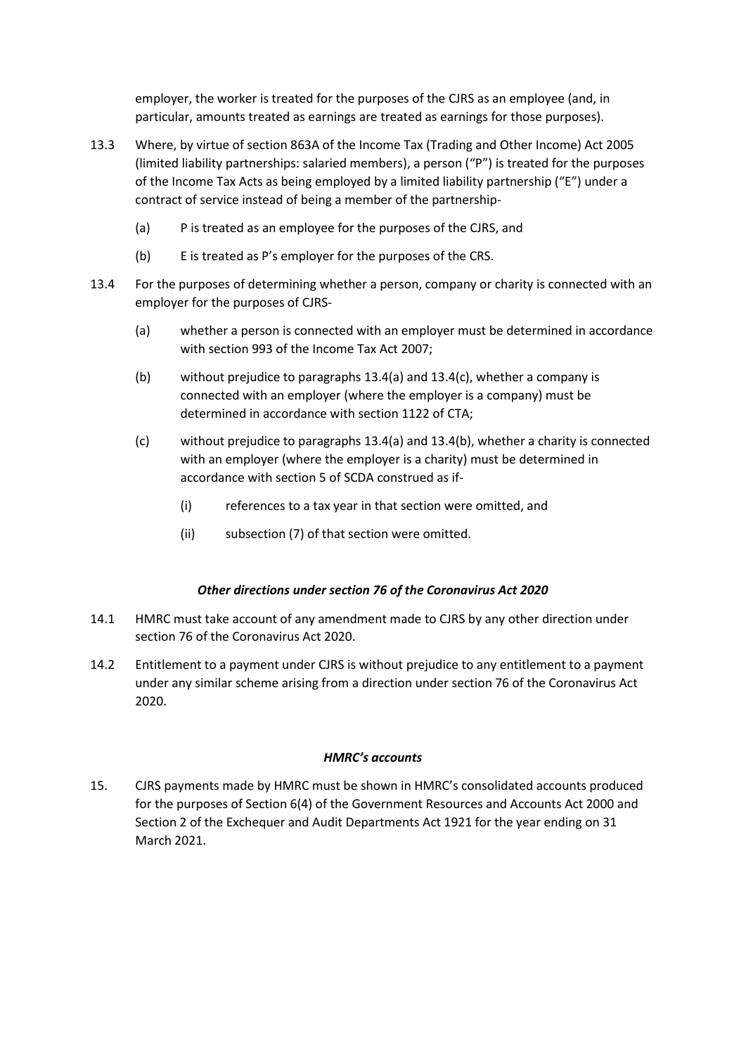employer, the worker is treated for the purposes of the CJRS as an employee (and, in particular, amounts treated as earnings are treated as earnings for those purposes).

13.3 Where, by virtue of section 863A of the Income Tax (Trading and Other Income) Act 2005 (limited liability partnerships: salaried members), a person ("P") is treated for the purposes of the Income Tax Acts as being employed by a limited liability partnership ("E") under a contract of service instead of being a member of the partnership-

(a) P is treated as an employee for the purposes of the CJRS, and

(b) E is treated as P's employer for the purposes of the CRS.

13.4 For the purposes of determining whether a person, company or charity is connected with an employer for the purposes of CJRS-

(a) whether a person is connected with an employer must be determined in accordance with section 993 of the Income Tax Act 2007;

(b) without prejudice to paragraphs 13.4(a) and 13.4(c), whether a company is connected with an employer (where the employer is a company) must be determined in accordance with section 1122 of CTA;

(c) without prejudice to paragraphs 13.4(a) and 13.4(b), whether a charity is connected with an employer (where the employer is a charity) must be determined in accordance with section 5 of SCDA construed as if-

(i) references to a tax year in that section were omitted, and

(ii) subsection (7) of that section were omitted.

### *Other directions under section 76 of the Coronavirus Act 2020*

14.1 HMRC must take account of any amendment made to CJRS by any other direction under section 76 of the Coronavirus Act 2020.

14.2 Entitlement to a payment under CJRS is without prejudice to any entitlement to a payment under any similar scheme arising from a direction under section 76 of the Coronavirus Act 2020.

### *HMRC's accounts*

15. CJRS payments made by HMRC must be shown in HMRC's consolidated accounts produced for the purposes of Section 6(4) of the Government Resources and Accounts Act 2000 and Section 2 of the Exchequer and Audit Departments Act 1921 for the year ending on 31 March 2021.